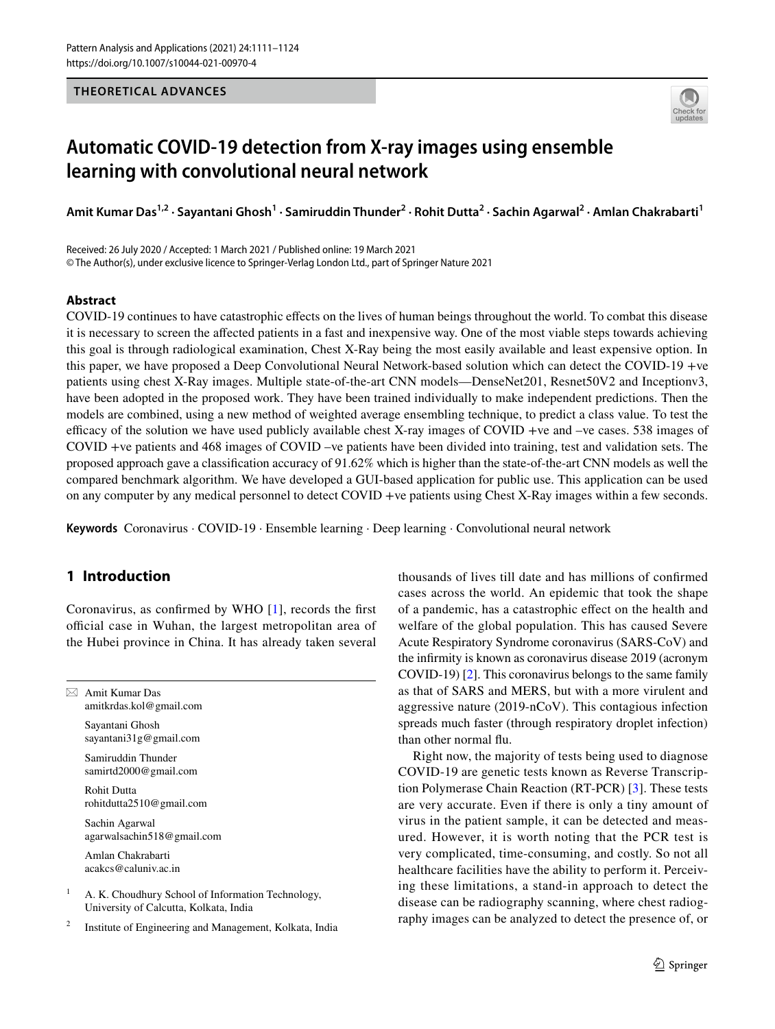THEORETICAL ADVANCES

# Automatic COVID-19 detection from X-ray images using ensemble learning with convolutional neural network

**Amit Kumar Das[1,2] · Sayantani Ghosh[1] · Samiruddin Thunder[2] · Rohit Dutta[2] · Sachin Agarwal[2] · Amlan Chakrabarti[1]**

Received: 26 July 2020 / Accepted: 1 March 2021 / Published online: 19 March 2021
© The Author(s), under exclusive licence to Springer-Verlag London Ltd., part of Springer Nature 2021

## Abstract

COVID-19 continues to have catastrophic effects on the lives of human beings throughout the world. To combat this disease it is necessary to screen the affected patients in a fast and inexpensive way. One of the most viable steps towards achieving this goal is through radiological examination, Chest X-Ray being the most easily available and least expensive option. In this paper, we have proposed a Deep Convolutional Neural Network-based solution which can detect the COVID-19 +ve patients using chest X-Ray images. Multiple state-of-the-art CNN models—DenseNet201, Resnet50V2 and Inceptionv3, have been adopted in the proposed work. They have been trained individually to make independent predictions. Then the models are combined, using a new method of weighted average ensembling technique, to predict a class value. To test the efficacy of the solution we have used publicly available chest X-ray images of COVID +ve and –ve cases. 538 images of COVID +ve patients and 468 images of COVID –ve patients have been divided into training, test and validation sets. The proposed approach gave a classification accuracy of 91.62% which is higher than the state-of-the-art CNN models as well the compared benchmark algorithm. We have developed a GUI-based application for public use. This application can be used on any computer by any medical personnel to detect COVID +ve patients using Chest X-Ray images within a few seconds.

**Keywords** Coronavirus · COVID-19 · Ensemble learning · Deep learning · Convolutional neural network

## 1 Introduction

Coronavirus, as confirmed by WHO [1], records the first official case in Wuhan, the largest metropolitan area of the Hubei province in China. It has already taken several thousands of lives till date and has millions of confirmed cases across the world. An epidemic that took the shape of a pandemic, has a catastrophic effect on the health and welfare of the global population. This has caused Severe Acute Respiratory Syndrome coronavirus (SARS-CoV) and the infirmity is known as coronavirus disease 2019 (acronym COVID-19) [2]. This coronavirus belongs to the same family as that of SARS and MERS, but with a more virulent and aggressive nature (2019-nCoV). This contagious infection spreads much faster (through respiratory droplet infection) than other normal flu.

Right now, the majority of tests being used to diagnose COVID-19 are genetic tests known as Reverse Transcription Polymerase Chain Reaction (RT-PCR) [3]. These tests are very accurate. Even if there is only a tiny amount of virus in the patient sample, it can be detected and measured. However, it is worth noting that the PCR test is very complicated, time-consuming, and costly. So not all healthcare facilities have the ability to perform it. Perceiving these limitations, a stand-in approach to detect the disease can be radiography scanning, where chest radiography images can be analyzed to detect the presence of, or

✉ Amit Kumar Das
amitkrdas.kol@gmail.com

Sayantani Ghosh
sayantani31g@gmail.com

Samiruddin Thunder
samirtd2000@gmail.com

Rohit Dutta
rohitdutta2510@gmail.com

Sachin Agarwal
agarwalsachin518@gmail.com

Amlan Chakrabarti
acakcs@caluniv.ac.in

[1] A. K. Choudhury School of Information Technology, University of Calcutta, Kolkata, India

[2] Institute of Engineering and Management, Kolkata, India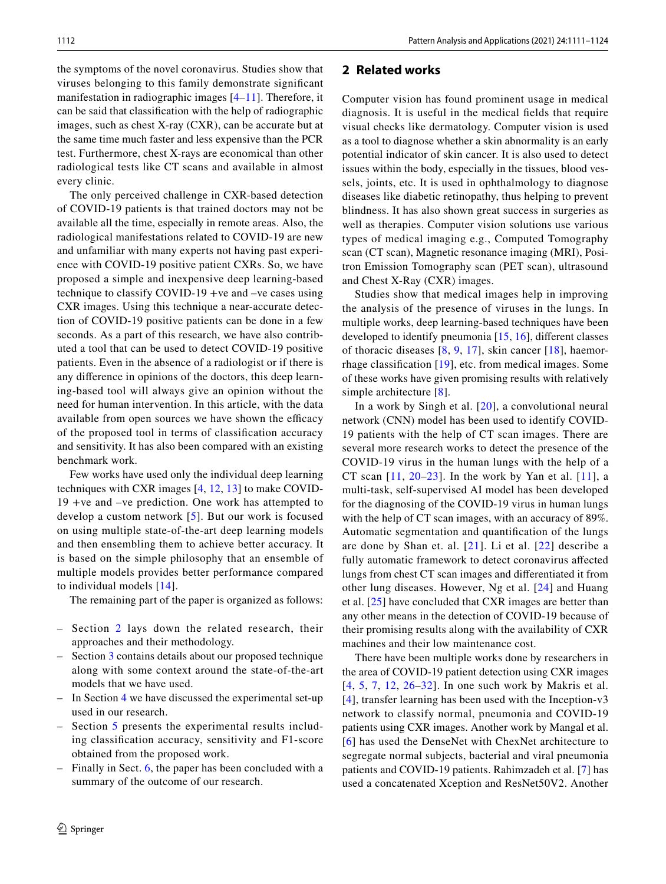the symptoms of the novel coronavirus. Studies show that viruses belonging to this family demonstrate significant manifestation in radiographic images [4–11]. Therefore, it can be said that classification with the help of radiographic images, such as chest X-ray (CXR), can be accurate but at the same time much faster and less expensive than the PCR test. Furthermore, chest X-rays are economical than other radiological tests like CT scans and available in almost every clinic.

The only perceived challenge in CXR-based detection of COVID-19 patients is that trained doctors may not be available all the time, especially in remote areas. Also, the radiological manifestations related to COVID-19 are new and unfamiliar with many experts not having past experience with COVID-19 positive patient CXRs. So, we have proposed a simple and inexpensive deep learning-based technique to classify COVID-19 +ve and –ve cases using CXR images. Using this technique a near-accurate detection of COVID-19 positive patients can be done in a few seconds. As a part of this research, we have also contributed a tool that can be used to detect COVID-19 positive patients. Even in the absence of a radiologist or if there is any difference in opinions of the doctors, this deep learning-based tool will always give an opinion without the need for human intervention. In this article, with the data available from open sources we have shown the efficacy of the proposed tool in terms of classification accuracy and sensitivity. It has also been compared with an existing benchmark work.

Few works have used only the individual deep learning techniques with CXR images [4, 12, 13] to make COVID-19 +ve and –ve prediction. One work has attempted to develop a custom network [5]. But our work is focused on using multiple state-of-the-art deep learning models and then ensembling them to achieve better accuracy. It is based on the simple philosophy that an ensemble of multiple models provides better performance compared to individual models [14].

The remaining part of the paper is organized as follows:

- Section 2 lays down the related research, their approaches and their methodology.
- Section 3 contains details about our proposed technique along with some context around the state-of-the-art models that we have used.
- In Section 4 we have discussed the experimental set-up used in our research.
- Section 5 presents the experimental results including classification accuracy, sensitivity and F1-score obtained from the proposed work.
- Finally in Sect. 6, the paper has been concluded with a summary of the outcome of our research.

## 2 Related works

Computer vision has found prominent usage in medical diagnosis. It is useful in the medical fields that require visual checks like dermatology. Computer vision is used as a tool to diagnose whether a skin abnormality is an early potential indicator of skin cancer. It is also used to detect issues within the body, especially in the tissues, blood vessels, joints, etc. It is used in ophthalmology to diagnose diseases like diabetic retinopathy, thus helping to prevent blindness. It has also shown great success in surgeries as well as therapies. Computer vision solutions use various types of medical imaging e.g., Computed Tomography scan (CT scan), Magnetic resonance imaging (MRI), Positron Emission Tomography scan (PET scan), ultrasound and Chest X-Ray (CXR) images.

Studies show that medical images help in improving the analysis of the presence of viruses in the lungs. In multiple works, deep learning-based techniques have been developed to identify pneumonia [15, 16], different classes of thoracic diseases [8, 9, 17], skin cancer [18], haemorrhage classification [19], etc. from medical images. Some of these works have given promising results with relatively simple architecture [8].

In a work by Singh et al. [20], a convolutional neural network (CNN) model has been used to identify COVID-19 patients with the help of CT scan images. There are several more research works to detect the presence of the COVID-19 virus in the human lungs with the help of a CT scan [11, 20–23]. In the work by Yan et al. [11], a multi-task, self-supervised AI model has been developed for the diagnosing of the COVID-19 virus in human lungs with the help of CT scan images, with an accuracy of 89%. Automatic segmentation and quantification of the lungs are done by Shan et. al. [21]. Li et al. [22] describe a fully automatic framework to detect coronavirus affected lungs from chest CT scan images and differentiated it from other lung diseases. However, Ng et al. [24] and Huang et al. [25] have concluded that CXR images are better than any other means in the detection of COVID-19 because of their promising results along with the availability of CXR machines and their low maintenance cost.

There have been multiple works done by researchers in the area of COVID-19 patient detection using CXR images [4, 5, 7, 12, 26–32]. In one such work by Makris et al. [4], transfer learning has been used with the Inception-v3 network to classify normal, pneumonia and COVID-19 patients using CXR images. Another work by Mangal et al. [6] has used the DenseNet with ChexNet architecture to segregate normal subjects, bacterial and viral pneumonia patients and COVID-19 patients. Rahimzadeh et al. [7] has used a concatenated Xception and ResNet50V2. Another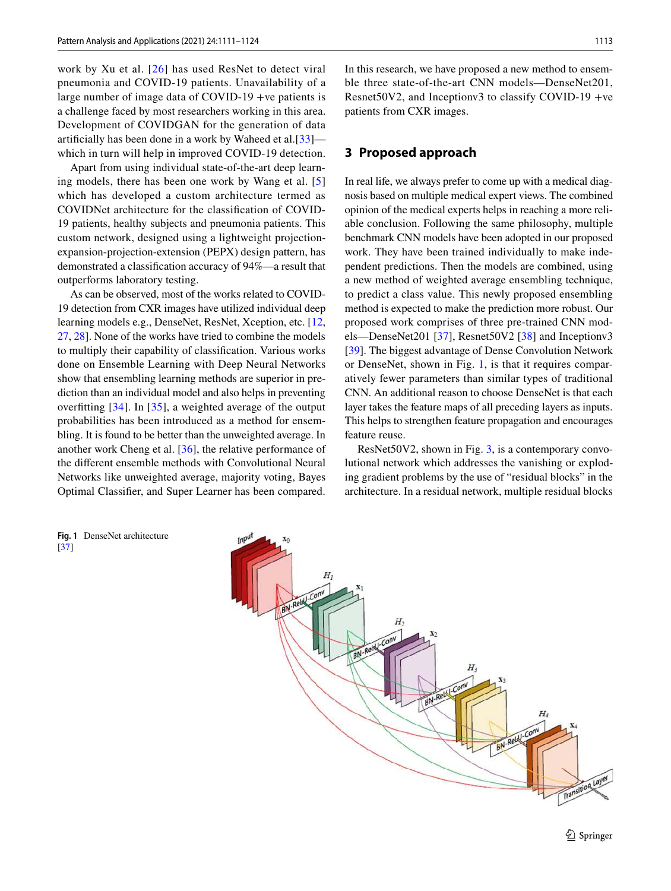work by Xu et al. [26] has used ResNet to detect viral pneumonia and COVID-19 patients. Unavailability of a large number of image data of COVID-19 +ve patients is a challenge faced by most researchers working in this area. Development of COVIDGAN for the generation of data artificially has been done in a work by Waheed et al.[33]—which in turn will help in improved COVID-19 detection.

Apart from using individual state-of-the-art deep learning models, there has been one work by Wang et al. [5] which has developed a custom architecture termed as COVIDNet architecture for the classification of COVID-19 patients, healthy subjects and pneumonia patients. This custom network, designed using a lightweight projection-expansion-projection-extension (PEPX) design pattern, has demonstrated a classification accuracy of 94%—a result that outperforms laboratory testing.

As can be observed, most of the works related to COVID-19 detection from CXR images have utilized individual deep learning models e.g., DenseNet, ResNet, Xception, etc. [12, 27, 28]. None of the works have tried to combine the models to multiply their capability of classification. Various works done on Ensemble Learning with Deep Neural Networks show that ensembling learning methods are superior in prediction than an individual model and also helps in preventing overfitting [34]. In [35], a weighted average of the output probabilities has been introduced as a method for ensembling. It is found to be better than the unweighted average. In another work Cheng et al. [36], the relative performance of the different ensemble methods with Convolutional Neural Networks like unweighted average, majority voting, Bayes Optimal Classifier, and Super Learner has been compared. In this research, we have proposed a new method to ensemble three state-of-the-art CNN models—DenseNet201, Resnet50V2, and Inceptionv3 to classify COVID-19 +ve patients from CXR images.

## 3 Proposed approach

In real life, we always prefer to come up with a medical diagnosis based on multiple medical expert views. The combined opinion of the medical experts helps in reaching a more reliable conclusion. Following the same philosophy, multiple benchmark CNN models have been adopted in our proposed work. They have been trained individually to make independent predictions. Then the models are combined, using a new method of weighted average ensembling technique, to predict a class value. This newly proposed ensembling method is expected to make the prediction more robust. Our proposed work comprises of three pre-trained CNN models—DenseNet201 [37], Resnet50V2 [38] and Inceptionv3 [39]. The biggest advantage of Dense Convolution Network or DenseNet, shown in Fig. 1, is that it requires comparatively fewer parameters than similar types of traditional CNN. An additional reason to choose DenseNet is that each layer takes the feature maps of all preceding layers as inputs. This helps to strengthen feature propagation and encourages feature reuse.

ResNet50V2, shown in Fig. 3, is a contemporary convolutional network which addresses the vanishing or exploding gradient problems by the use of "residual blocks" in the architecture. In a residual network, multiple residual blocks

**Fig. 1** DenseNet architecture [37]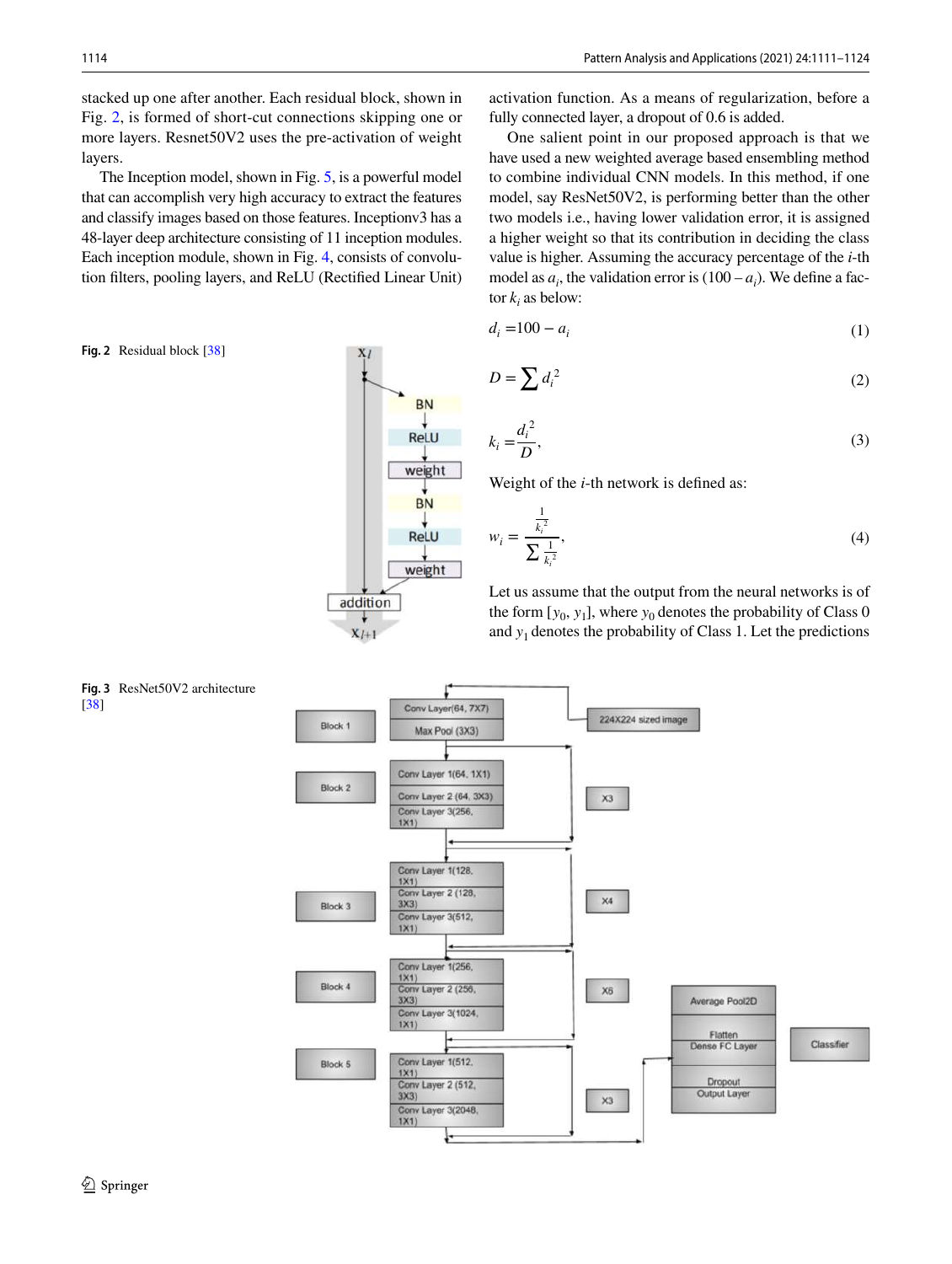stacked up one after another. Each residual block, shown in Fig. 2, is formed of short-cut connections skipping one or more layers. Resnet50V2 uses the pre-activation of weight layers.

The Inception model, shown in Fig. 5, is a powerful model that can accomplish very high accuracy to extract the features and classify images based on those features. Inceptionv3 has a 48-layer deep architecture consisting of 11 inception modules. Each inception module, shown in Fig. 4, consists of convolution filters, pooling layers, and ReLU (Rectified Linear Unit) activation function. As a means of regularization, before a fully connected layer, a dropout of 0.6 is added.

**Fig. 2** Residual block [38]

**Fig. 3** ResNet50V2 architecture [38]

One salient point in our proposed approach is that we have used a new weighted average based ensembling method to combine individual CNN models. In this method, if one model, say ResNet50V2, is performing better than the other two models i.e., having lower validation error, it is assigned a higher weight so that its contribution in deciding the class value is higher. Assuming the accuracy percentage of the $i$-th model as $a_i$, the validation error is $(100 - a_i)$. We define a factor $k_i$ as below:

$$d_i = 100 - a_i \tag{1}$$

$$D = \sum d_i^2 \tag{2}$$

$$k_i = \frac{d_i^2}{D}, \tag{3}$$

Weight of the $i$-th network is defined as:

$$w_i = \frac{\frac{1}{k_i^2}}{\sum \frac{1}{k_i^2}}, \tag{4}$$

Let us assume that the output from the neural networks is of the form $[y_0, y_1]$, where $y_0$ denotes the probability of Class 0 and $y_1$ denotes the probability of Class 1. Let the predictions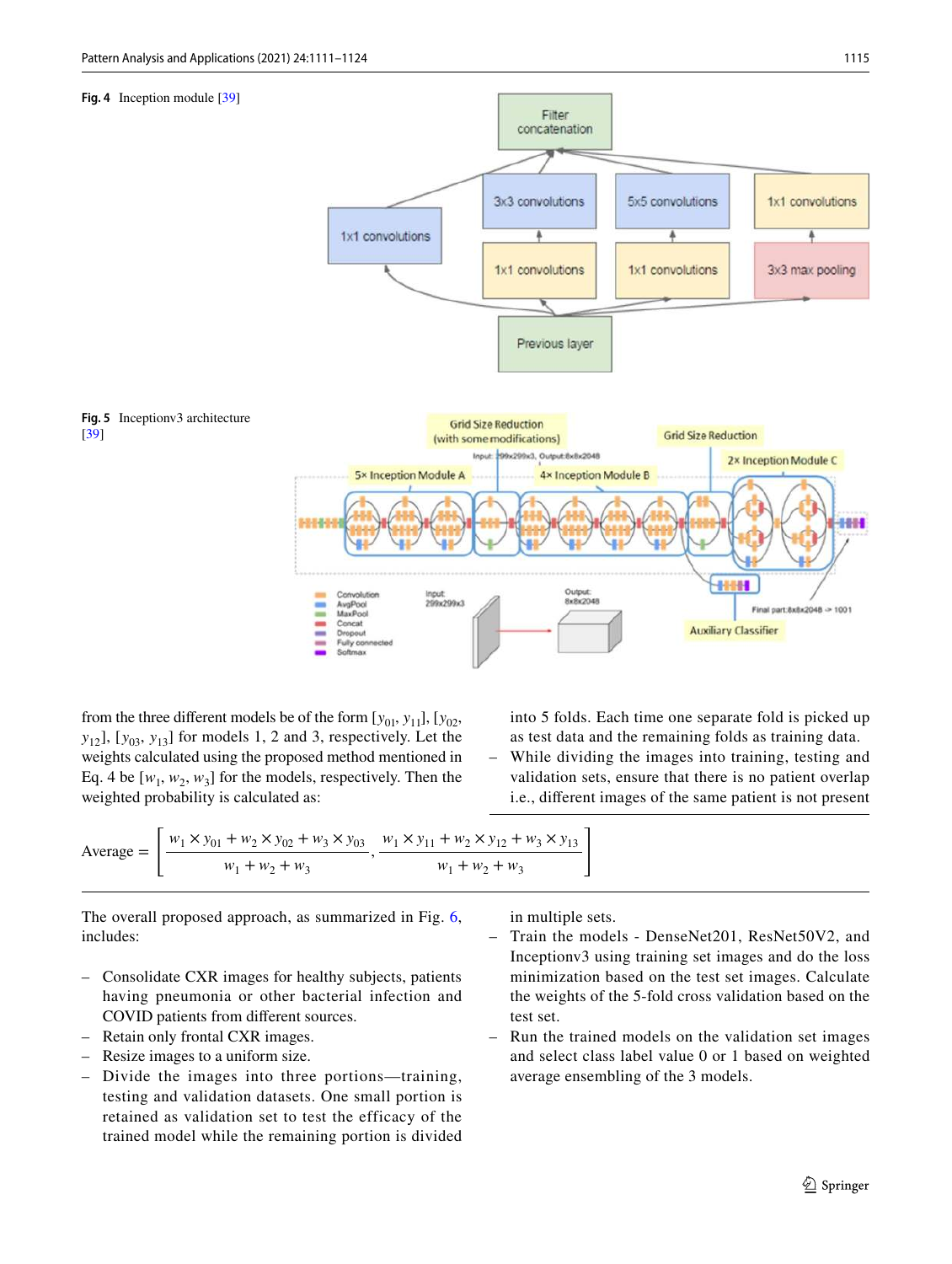**Fig. 4** Inception module [39]

**Fig. 5** Inceptionv3 architecture [39]

from the three different models be of the form $[y_{01}, y_{11}]$, $[y_{02}, y_{12}]$, $[y_{03}, y_{13}]$ for models 1, 2 and 3, respectively. Let the weights calculated using the proposed method mentioned in Eq. 4 be $[w_1, w_2, w_3]$ for the models, respectively. Then the weighted probability is calculated as:

$$\text{Average} = \left[ \frac{w_1 \times y_{01} + w_2 \times y_{02} + w_3 \times y_{03}}{w_1 + w_2 + w_3}, \frac{w_1 \times y_{11} + w_2 \times y_{12} + w_3 \times y_{13}}{w_1 + w_2 + w_3} \right]$$

The overall proposed approach, as summarized in Fig. 6, includes:

- Consolidate CXR images for healthy subjects, patients having pneumonia or other bacterial infection and COVID patients from different sources.
- Retain only frontal CXR images.
- Resize images to a uniform size.
- Divide the images into three portions—training, testing and validation datasets. One small portion is retained as validation set to test the efficacy of the trained model while the remaining portion is divided into 5 folds. Each time one separate fold is picked up as test data and the remaining folds as training data.
- While dividing the images into training, testing and validation sets, ensure that there is no patient overlap i.e., different images of the same patient is not present in multiple sets.
- Train the models - DenseNet201, ResNet50V2, and Inceptionv3 using training set images and do the loss minimization based on the test set images. Calculate the weights of the 5-fold cross validation based on the test set.
- Run the trained models on the validation set images and select class label value 0 or 1 based on weighted average ensembling of the 3 models.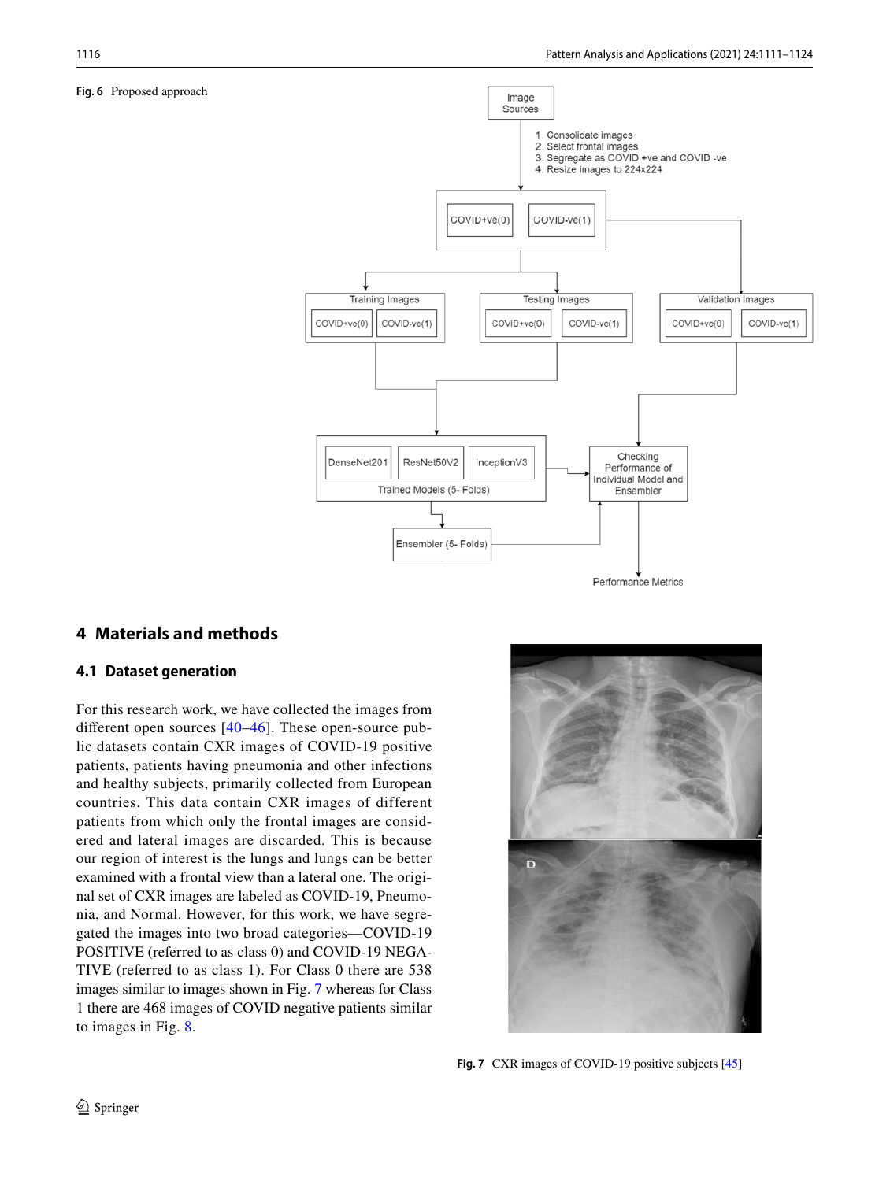**Fig. 6** Proposed approach

## 4 Materials and methods

### 4.1 Dataset generation

For this research work, we have collected the images from different open sources [40–46]. These open-source public datasets contain CXR images of COVID-19 positive patients, patients having pneumonia and other infections and healthy subjects, primarily collected from European countries. This data contain CXR images of different patients from which only the frontal images are considered and lateral images are discarded. This is because our region of interest is the lungs and lungs can be better examined with a frontal view than a lateral one. The original set of CXR images are labeled as COVID-19, Pneumonia, and Normal. However, for this work, we have segregated the images into two broad categories—COVID-19 POSITIVE (referred to as class 0) and COVID-19 NEGATIVE (referred to as class 1). For Class 0 there are 538 images similar to images shown in Fig. 7 whereas for Class 1 there are 468 images of COVID negative patients similar to images in Fig. 8.

**Fig. 7** CXR images of COVID-19 positive subjects [45]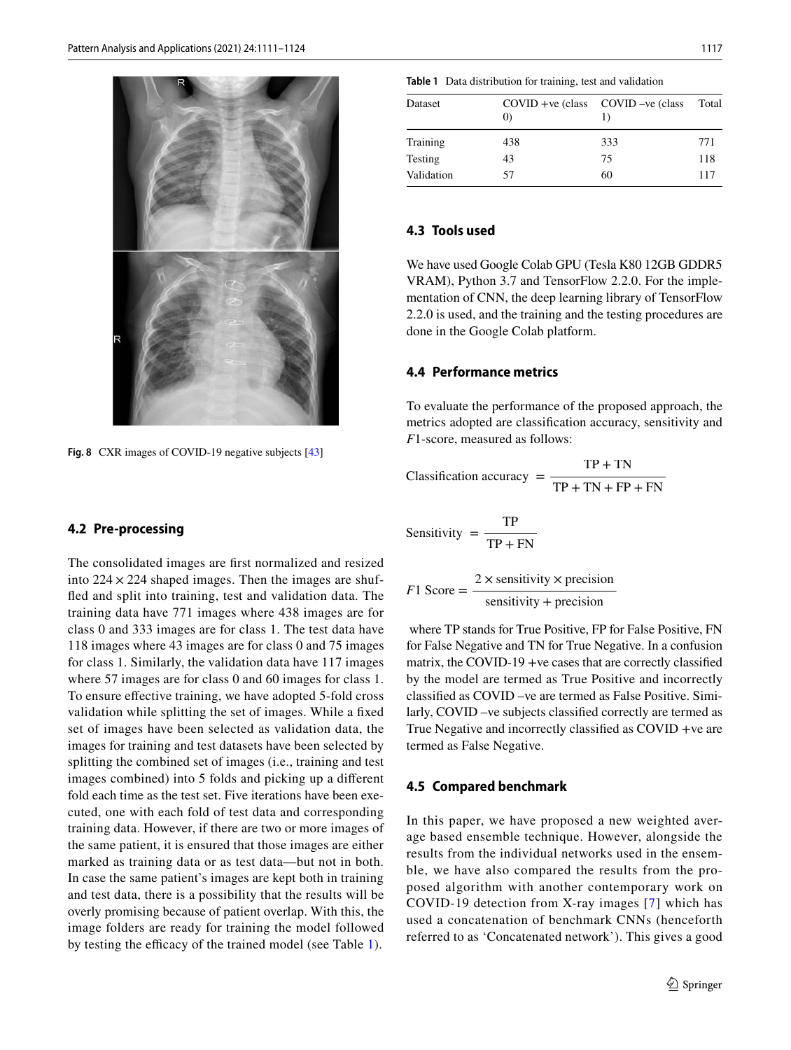Fig. 8 CXR images of COVID-19 negative subjects [43]

### 4.2 Pre-processing

The consolidated images are first normalized and resized into 224 × 224 shaped images. Then the images are shuffled and split into training, test and validation data. The training data have 771 images where 438 images are for class 0 and 333 images are for class 1. The test data have 118 images where 43 images are for class 0 and 75 images for class 1. Similarly, the validation data have 117 images where 57 images are for class 0 and 60 images for class 1. To ensure effective training, we have adopted 5-fold cross validation while splitting the set of images. While a fixed set of images have been selected as validation data, the images for training and test datasets have been selected by splitting the combined set of images (i.e., training and test images combined) into 5 folds and picking up a different fold each time as the test set. Five iterations have been executed, one with each fold of test data and corresponding training data. However, if there are two or more images of the same patient, it is ensured that those images are either marked as training data or as test data—but not in both. In case the same patient's images are kept both in training and test data, there is a possibility that the results will be overly promising because of patient overlap. With this, the image folders are ready for training the model followed by testing the efficacy of the trained model (see Table 1).

**Table 1** Data distribution for training, test and validation

| Dataset | COVID +ve (class 0) | COVID –ve (class 1) | Total |
|---|---|---|---|
| Training | 438 | 333 | 771 |
| Testing | 43 | 75 | 118 |
| Validation | 57 | 60 | 117 |

### 4.3 Tools used

We have used Google Colab GPU (Tesla K80 12GB GDDR5 VRAM), Python 3.7 and TensorFlow 2.2.0. For the implementation of CNN, the deep learning library of TensorFlow 2.2.0 is used, and the training and the testing procedures are done in the Google Colab platform.

### 4.4 Performance metrics

To evaluate the performance of the proposed approach, the metrics adopted are classification accuracy, sensitivity and $F1$-score, measured as follows:

$$\text{Classification accuracy} = \frac{\text{TP} + \text{TN}}{\text{TP} + \text{TN} + \text{FP} + \text{FN}}$$

$$\text{Sensitivity} = \frac{\text{TP}}{\text{TP} + \text{FN}}$$

$$F1\ \text{Score} = \frac{2 \times \text{sensitivity} \times \text{precision}}{\text{sensitivity} + \text{precision}}$$

where TP stands for True Positive, FP for False Positive, FN for False Negative and TN for True Negative. In a confusion matrix, the COVID-19 +ve cases that are correctly classified by the model are termed as True Positive and incorrectly classified as COVID –ve are termed as False Positive. Similarly, COVID –ve subjects classified correctly are termed as True Negative and incorrectly classified as COVID +ve are termed as False Negative.

### 4.5 Compared benchmark

In this paper, we have proposed a new weighted average based ensemble technique. However, alongside the results from the individual networks used in the ensemble, we have also compared the results from the proposed algorithm with another contemporary work on COVID-19 detection from X-ray images [7] which has used a concatenation of benchmark CNNs (henceforth referred to as 'Concatenated network'). This gives a good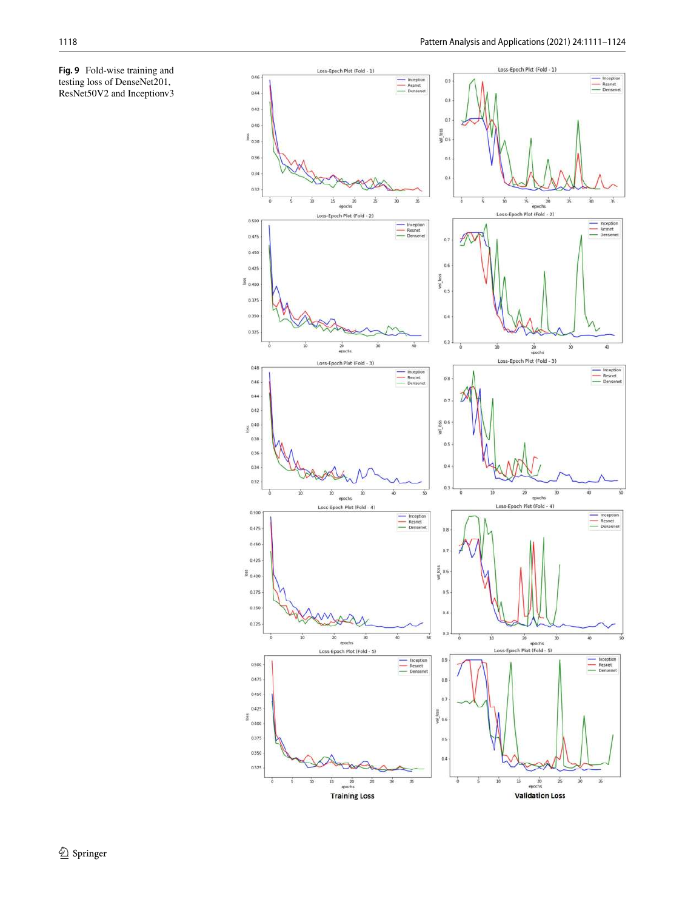**Fig. 9** Fold-wise training and testing loss of DenseNet201, ResNet50V2 and Inceptionv3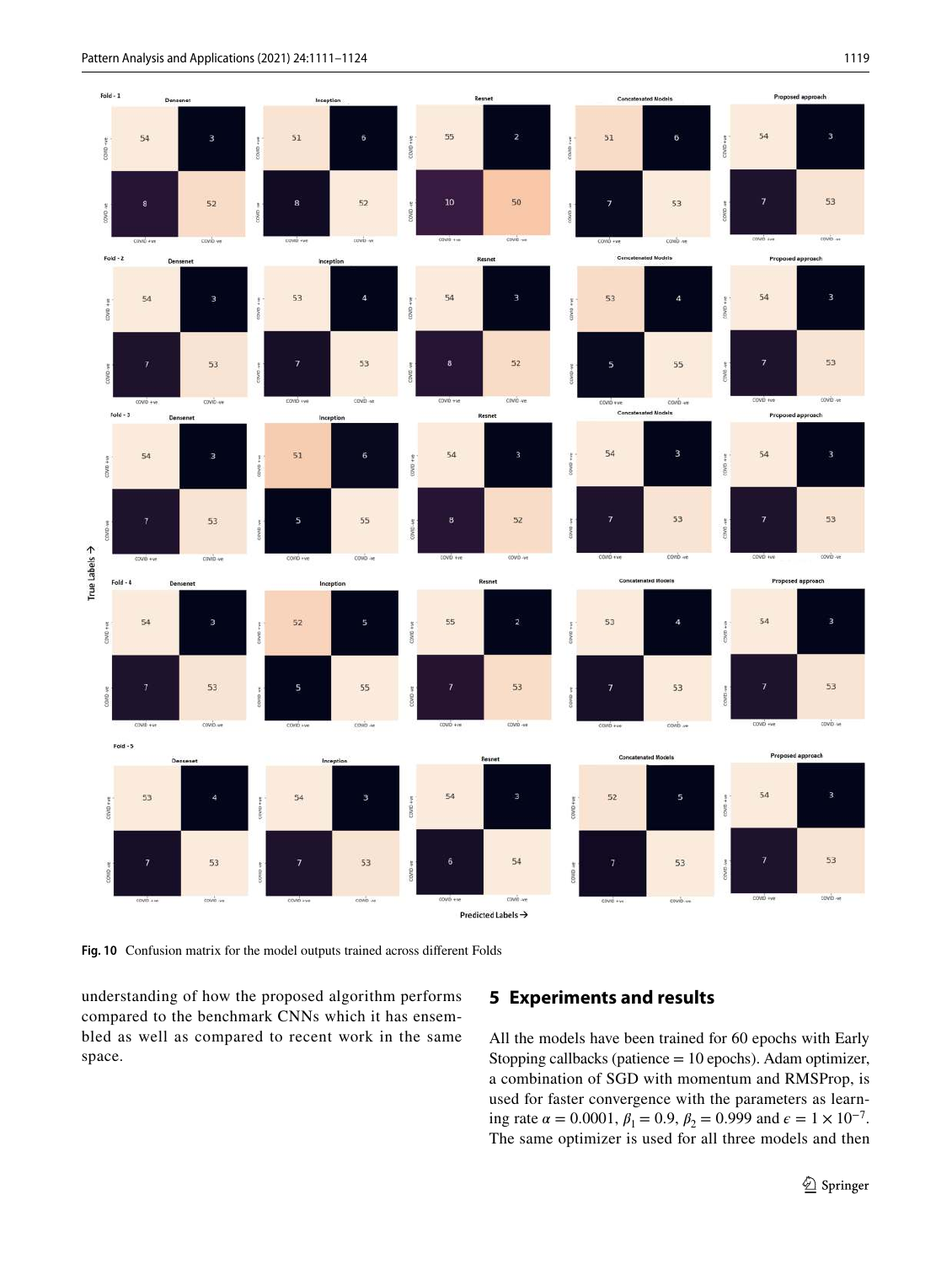Fig. 10 Confusion matrix for the model outputs trained across different Folds

understanding of how the proposed algorithm performs compared to the benchmark CNNs which it has ensembled as well as compared to recent work in the same space.

## 5 Experiments and results

All the models have been trained for 60 epochs with Early Stopping callbacks (patience = 10 epochs). Adam optimizer, a combination of SGD with momentum and RMSProp, is used for faster convergence with the parameters as learning rate $\alpha = 0.0001$, $\beta_1 = 0.9$, $\beta_2 = 0.999$ and $\epsilon = 1 \times 10^{-7}$. The same optimizer is used for all three models and then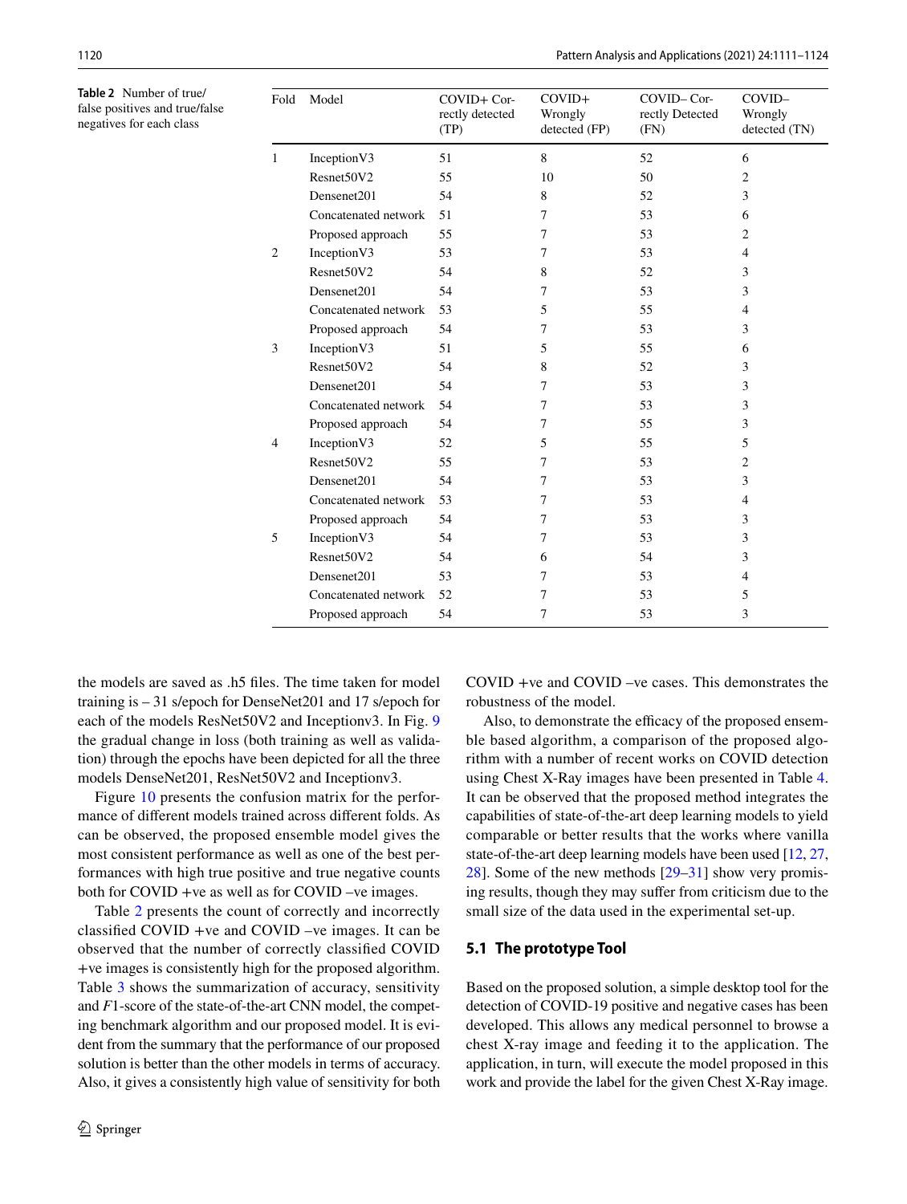**Table 2** Number of true/false positives and true/false negatives for each class

| Fold | Model | COVID+ Correctly detected (TP) | COVID+ Wrongly detected (FP) | COVID– Correctly Detected (FN) | COVID– Wrongly detected (TN) |
|---|---|---|---|---|---|
| 1 | InceptionV3 | 51 | 8 | 52 | 6 |
| | Resnet50V2 | 55 | 10 | 50 | 2 |
| | Densenet201 | 54 | 8 | 52 | 3 |
| | Concatenated network | 51 | 7 | 53 | 6 |
| | Proposed approach | 55 | 7 | 53 | 2 |
| 2 | InceptionV3 | 53 | 7 | 53 | 4 |
| | Resnet50V2 | 54 | 8 | 52 | 3 |
| | Densenet201 | 54 | 7 | 53 | 3 |
| | Concatenated network | 53 | 5 | 55 | 4 |
| | Proposed approach | 54 | 7 | 53 | 3 |
| 3 | InceptionV3 | 51 | 5 | 55 | 6 |
| | Resnet50V2 | 54 | 8 | 52 | 3 |
| | Densenet201 | 54 | 7 | 53 | 3 |
| | Concatenated network | 54 | 7 | 53 | 3 |
| | Proposed approach | 54 | 7 | 55 | 3 |
| 4 | InceptionV3 | 52 | 5 | 55 | 5 |
| | Resnet50V2 | 55 | 7 | 53 | 2 |
| | Densenet201 | 54 | 7 | 53 | 3 |
| | Concatenated network | 53 | 7 | 53 | 4 |
| | Proposed approach | 54 | 7 | 53 | 3 |
| 5 | InceptionV3 | 54 | 7 | 53 | 3 |
| | Resnet50V2 | 54 | 6 | 54 | 3 |
| | Densenet201 | 53 | 7 | 53 | 4 |
| | Concatenated network | 52 | 7 | 53 | 5 |
| | Proposed approach | 54 | 7 | 53 | 3 |

the models are saved as .h5 files. The time taken for model training is – 31 s/epoch for DenseNet201 and 17 s/epoch for each of the models ResNet50V2 and Inceptionv3. In Fig. 9 the gradual change in loss (both training as well as validation) through the epochs have been depicted for all the three models DenseNet201, ResNet50V2 and Inceptionv3.

Figure 10 presents the confusion matrix for the performance of different models trained across different folds. As can be observed, the proposed ensemble model gives the most consistent performance as well as one of the best performances with high true positive and true negative counts both for COVID +ve as well as for COVID –ve images.

Table 2 presents the count of correctly and incorrectly classified COVID +ve and COVID –ve images. It can be observed that the number of correctly classified COVID +ve images is consistently high for the proposed algorithm. Table 3 shows the summarization of accuracy, sensitivity and $F1$-score of the state-of-the-art CNN model, the competing benchmark algorithm and our proposed model. It is evident from the summary that the performance of our proposed solution is better than the other models in terms of accuracy. Also, it gives a consistently high value of sensitivity for both COVID +ve and COVID –ve cases. This demonstrates the robustness of the model.

Also, to demonstrate the efficacy of the proposed ensemble based algorithm, a comparison of the proposed algorithm with a number of recent works on COVID detection using Chest X-Ray images have been presented in Table 4. It can be observed that the proposed method integrates the capabilities of state-of-the-art deep learning models to yield comparable or better results that the works where vanilla state-of-the-art deep learning models have been used [12, 27, 28]. Some of the new methods [29–31] show very promising results, though they may suffer from criticism due to the small size of the data used in the experimental set-up.

### 5.1 The prototype Tool

Based on the proposed solution, a simple desktop tool for the detection of COVID-19 positive and negative cases has been developed. This allows any medical personnel to browse a chest X-ray image and feeding it to the application. The application, in turn, will execute the model proposed in this work and provide the label for the given Chest X-Ray image.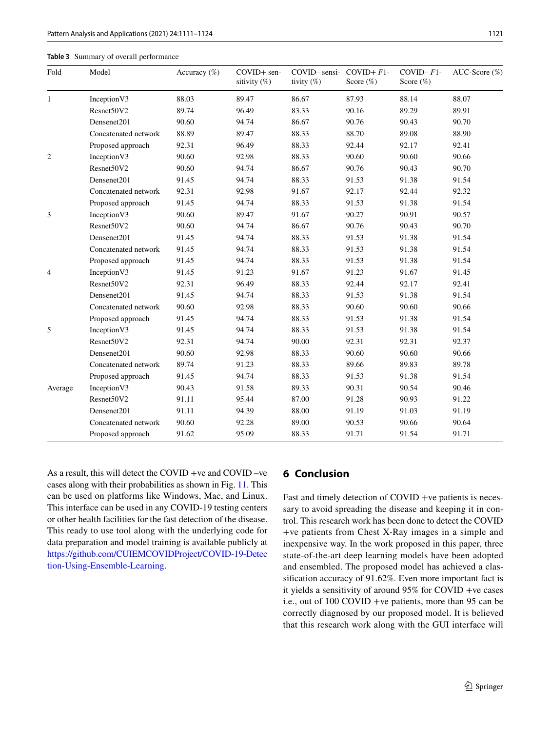**Table 3** Summary of overall performance

| Fold | Model | Accuracy (%) | COVID+ sensitivity (%) | COVID– sensitivity (%) | COVID+ *F*1-Score (%) | COVID– *F*1-Score (%) | AUC-Score (%) |
|---|---|---|---|---|---|---|---|
| 1 | InceptionV3 | 88.03 | 89.47 | 86.67 | 87.93 | 88.14 | 88.07 |
| | Resnet50V2 | 89.74 | 96.49 | 83.33 | 90.16 | 89.29 | 89.91 |
| | Densenet201 | 90.60 | 94.74 | 86.67 | 90.76 | 90.43 | 90.70 |
| | Concatenated network | 88.89 | 89.47 | 88.33 | 88.70 | 89.08 | 88.90 |
| | Proposed approach | 92.31 | 96.49 | 88.33 | 92.44 | 92.17 | 92.41 |
| 2 | InceptionV3 | 90.60 | 92.98 | 88.33 | 90.60 | 90.60 | 90.66 |
| | Resnet50V2 | 90.60 | 94.74 | 86.67 | 90.76 | 90.43 | 90.70 |
| | Densenet201 | 91.45 | 94.74 | 88.33 | 91.53 | 91.38 | 91.54 |
| | Concatenated network | 92.31 | 92.98 | 91.67 | 92.17 | 92.44 | 92.32 |
| | Proposed approach | 91.45 | 94.74 | 88.33 | 91.53 | 91.38 | 91.54 |
| 3 | InceptionV3 | 90.60 | 89.47 | 91.67 | 90.27 | 90.91 | 90.57 |
| | Resnet50V2 | 90.60 | 94.74 | 86.67 | 90.76 | 90.43 | 90.70 |
| | Densenet201 | 91.45 | 94.74 | 88.33 | 91.53 | 91.38 | 91.54 |
| | Concatenated network | 91.45 | 94.74 | 88.33 | 91.53 | 91.38 | 91.54 |
| | Proposed approach | 91.45 | 94.74 | 88.33 | 91.53 | 91.38 | 91.54 |
| 4 | InceptionV3 | 91.45 | 91.23 | 91.67 | 91.23 | 91.67 | 91.45 |
| | Resnet50V2 | 92.31 | 96.49 | 88.33 | 92.44 | 92.17 | 92.41 |
| | Densenet201 | 91.45 | 94.74 | 88.33 | 91.53 | 91.38 | 91.54 |
| | Concatenated network | 90.60 | 92.98 | 88.33 | 90.60 | 90.60 | 90.66 |
| | Proposed approach | 91.45 | 94.74 | 88.33 | 91.53 | 91.38 | 91.54 |
| 5 | InceptionV3 | 91.45 | 94.74 | 88.33 | 91.53 | 91.38 | 91.54 |
| | Resnet50V2 | 92.31 | 94.74 | 90.00 | 92.31 | 92.31 | 92.37 |
| | Densenet201 | 90.60 | 92.98 | 88.33 | 90.60 | 90.60 | 90.66 |
| | Concatenated network | 89.74 | 91.23 | 88.33 | 89.66 | 89.83 | 89.78 |
| | Proposed approach | 91.45 | 94.74 | 88.33 | 91.53 | 91.38 | 91.54 |
| Average | InceptionV3 | 90.43 | 91.58 | 89.33 | 90.31 | 90.54 | 90.46 |
| | Resnet50V2 | 91.11 | 95.44 | 87.00 | 91.28 | 90.93 | 91.22 |
| | Densenet201 | 91.11 | 94.39 | 88.00 | 91.19 | 91.03 | 91.19 |
| | Concatenated network | 90.60 | 92.28 | 89.00 | 90.53 | 90.66 | 90.64 |
| | Proposed approach | 91.62 | 95.09 | 88.33 | 91.71 | 91.54 | 91.71 |

As a result, this will detect the COVID +ve and COVID –ve cases along with their probabilities as shown in Fig. 11. This can be used on platforms like Windows, Mac, and Linux. This interface can be used in any COVID-19 testing centers or other health facilities for the fast detection of the disease. This ready to use tool along with the underlying code for data preparation and model training is available publicly at https://github.com/CUIEMCOVIDProject/COVID-19-Detection-Using-Ensemble-Learning.

## 6 Conclusion

Fast and timely detection of COVID +ve patients is necessary to avoid spreading the disease and keeping it in control. This research work has been done to detect the COVID +ve patients from Chest X-Ray images in a simple and inexpensive way. In the work proposed in this paper, three state-of-the-art deep learning models have been adopted and ensembled. The proposed model has achieved a classification accuracy of 91.62%. Even more important fact is it yields a sensitivity of around 95% for COVID +ve cases i.e., out of 100 COVID +ve patients, more than 95 can be correctly diagnosed by our proposed model. It is believed that this research work along with the GUI interface will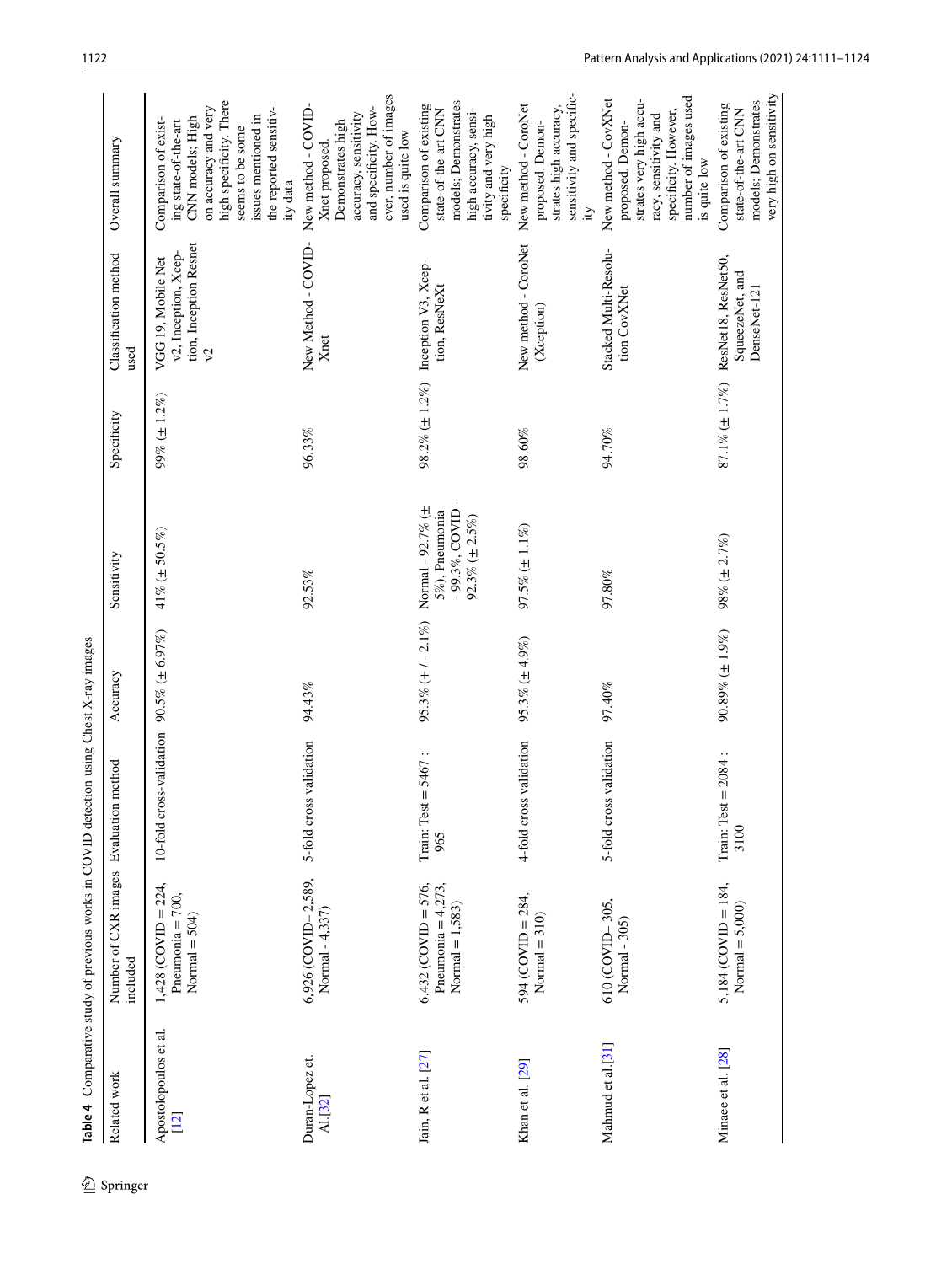**Table 4** Comparative study of previous works in COVID detection using Chest X-ray images

| Related work | Number of CXR images included | Evaluation method | Accuracy | Sensitivity | Specificity | Classification method used | Overall summary |
|---|---|---|---|---|---|---|---|
| Apostolopoulos et al. [12] | 1,428 (COVID = 224, Pneumonia = 700, Normal = 504) | 10-fold cross-validation | 90.5% (± 6.97%) | 41% (± 50.5%) | 99% (± 1.2%) | VGG 19, Mobile Net v2, Inception, Xception, Inception Resnet v2 | Comparison of existing state-of-the-art CNN models; High on accuracy and very high specificity. There seems to be some issues mentioned in the reported sensitivity data |
| Duran-Lopez et. Al.[32] | 6,926 (COVID– 2,589, Normal - 4,337) | 5-fold cross validation | 94.43% | 92.53% | 96.33% | New Method - COVID-Xnet | New method - COVID-Xnet proposed. Demonstrates high accuracy, sensitivity and specificity. However, number of images used is quite low |
| Jain, R et al. [27] | 6,432 (COVID = 576, Pneumonia = 4,273, Normal = 1,583) | Train: Test = 5467 : 965 | 95.3% (+ / - 2.1%) | Normal - 92.7% (± 5%), Pneumonia - 99.3%, COVID-92.3% (± 2.5%) | 98.2% (± 1.2%) | Inception V3, Xception, ResNeXt | Comparison of existing state-of-the-art CNN models; Demonstrates high accuracy, sensitivity and very high specificity |
| Khan et al. [29] | 594 (COVID = 284, Normal = 310) | 4-fold cross validation | 95.3% (± 4.9%) | 97.5% (± 1.1%) | 98.60% | New method - CoroNet (Xception) | New method - CoroNet proposed. Demonstrates high accuracy, sensitivity and specificity |
| Mahmud et al.[31] | 610 (COVID– 305, Normal - 305) | 5-fold cross validation | 97.40% | 97.80% | 94.70% | Stacked Multi-Resolution CovXNet | New method - CovXNet proposed. Demonstrates very high accuracy, sensitivity and specificity. However, number of images used is quite low |
| Minaee et al. [28] | 5,184 (COVID = 184, Normal = 5,000) | Train: Test = 2084 : 3100 | 90.89% (± 1.9%) | 98% (± 2.7%) | 87.1% (± 1.7%) | ResNet18, ResNet50, SqueezeNet, and DenseNet-121 | Comparison of existing state-of-the-art CNN models; Demonstrates very high on sensitivity |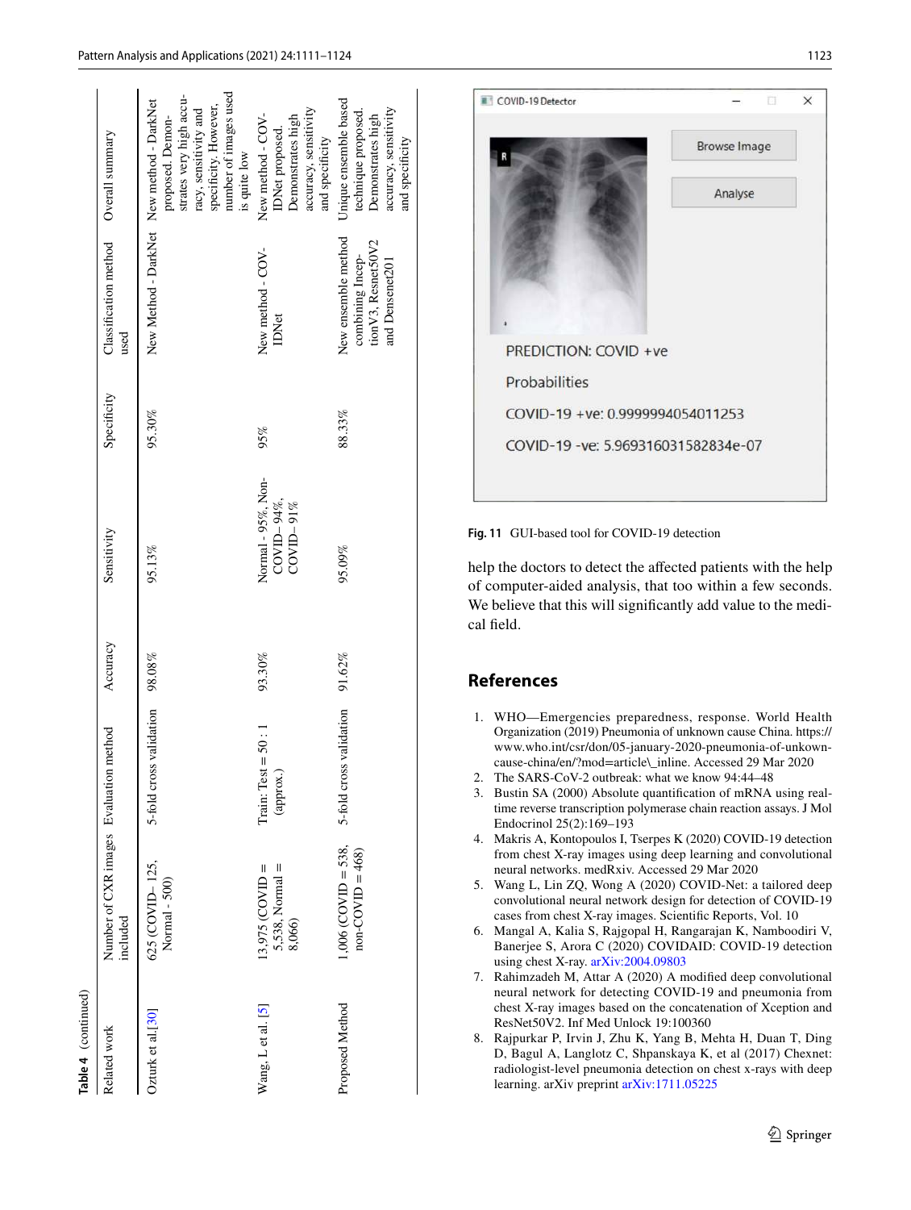**Table 4** (continued)

| Related work | Number of CXR images included | Evaluation method | Accuracy | Sensitivity | Specificity | Classification method used | Overall summary |
|---|---|---|---|---|---|---|---|
| Ozturk et al.[30] | 625 (COVID- 125, Normal - 500) | 5-fold cross validation | 98.08% | 95.13% | 95.30% | New Method - DarkNet | New method - DarkNet proposed. Demonstrates very high accuracy, sensitivity and specificity. However, number of images used is quite low |
| Wang, L et al. [5] | 13,975 (COVID = 5,538, Normal = 8,066) | Train: Test = 50 : 1 (approx.) | 93.30% | Normal - 95%, Non-COVID– 94%, COVID– 91% | 95% | New method - COV-IDNet | New method - COV-IDNet proposed. Demonstrates high accuracy, sensitivity and specificity |
| Proposed Method | 1,006 (COVID = 538, non-COVID = 468) | 5-fold cross validation | 91.62% | 95.09% | 88.33% | New ensemble method combining InceptionV3, Resnet50V2 and Densenet201 | Unique ensemble based technique proposed. Demonstrates high accuracy, sensitivity and specificity |

Fig. 11 GUI-based tool for COVID-19 detection

help the doctors to detect the affected patients with the help of computer-aided analysis, that too within a few seconds. We believe that this will significantly add value to the medical field.

## References

1. WHO—Emergencies preparedness, response. World Health Organization (2019) Pneumonia of unknown cause China. https://www.who.int/csr/don/05-january-2020-pneumonia-of-unkown-cause-china/en/?mod=article\_inline. Accessed 29 Mar 2020
2. The SARS-CoV-2 outbreak: what we know 94:44–48
3. Bustin SA (2000) Absolute quantification of mRNA using real-time reverse transcription polymerase chain reaction assays. J Mol Endocrinol 25(2):169–193
4. Makris A, Kontopoulos I, Tserpes K (2020) COVID-19 detection from chest X-ray images using deep learning and convolutional neural networks. medRxiv. Accessed 29 Mar 2020
5. Wang L, Lin ZQ, Wong A (2020) COVID-Net: a tailored deep convolutional neural network design for detection of COVID-19 cases from chest X-ray images. Scientific Reports, Vol. 10
6. Mangal A, Kalia S, Rajgopal H, Rangarajan K, Namboodiri V, Banerjee S, Arora C (2020) COVIDAID: COVID-19 detection using chest X-ray. arXiv:2004.09803
7. Rahimzadeh M, Attar A (2020) A modified deep convolutional neural network for detecting COVID-19 and pneumonia from chest X-ray images based on the concatenation of Xception and ResNet50V2. Inf Med Unlock 19:100360
8. Rajpurkar P, Irvin J, Zhu K, Yang B, Mehta H, Duan T, Ding D, Bagul A, Langlotz C, Shpanskaya K, et al (2017) Chexnet: radiologist-level pneumonia detection on chest x-rays with deep learning. arXiv preprint arXiv:1711.05225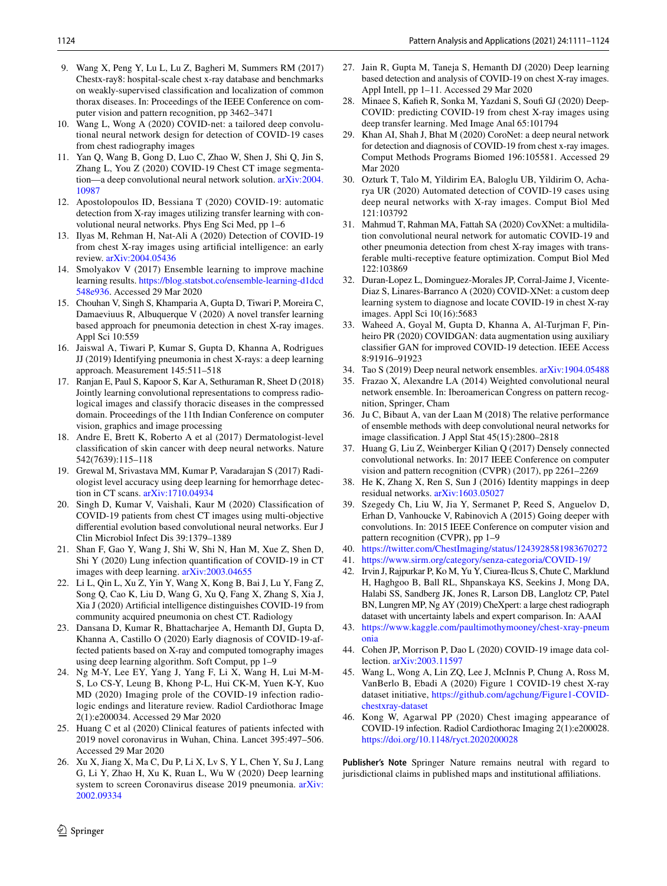9. Wang X, Peng Y, Lu L, Lu Z, Bagheri M, Summers RM (2017) Chestx-ray8: hospital-scale chest x-ray database and benchmarks on weakly-supervised classification and localization of common thorax diseases. In: Proceedings of the IEEE Conference on computer vision and pattern recognition, pp 3462–3471
10. Wang L, Wong A (2020) COVID-net: a tailored deep convolutional neural network design for detection of COVID-19 cases from chest radiography images
11. Yan Q, Wang B, Gong D, Luo C, Zhao W, Shen J, Shi Q, Jin S, Zhang L, You Z (2020) COVID-19 Chest CT image segmentation—a deep convolutional neural network solution. arXiv:2004.10987
12. Apostolopoulos ID, Bessiana T (2020) COVID-19: automatic detection from X-ray images utilizing transfer learning with convolutional neural networks. Phys Eng Sci Med, pp 1–6
13. Ilyas M, Rehman H, Nat-Ali A (2020) Detection of COVID-19 from chest X-ray images using artificial intelligence: an early review. arXiv:2004.05436
14. Smolyakov V (2017) Ensemble learning to improve machine learning results. https://blog.statsbot.co/ensemble-learning-d1dcd548e936. Accessed 29 Mar 2020
15. Chouhan V, Singh S, Khamparia A, Gupta D, Tiwari P, Moreira C, Damaeviuus R, Albuquerque V (2020) A novel transfer learning based approach for pneumonia detection in chest X-ray images. Appl Sci 10:559
16. Jaiswal A, Tiwari P, Kumar S, Gupta D, Khanna A, Rodrigues JJ (2019) Identifying pneumonia in chest X-rays: a deep learning approach. Measurement 145:511–518
17. Ranjan E, Paul S, Kapoor S, Kar A, Sethuraman R, Sheet D (2018) Jointly learning convolutional representations to compress radiological images and classify thoracic diseases in the compressed domain. Proceedings of the 11th Indian Conference on computer vision, graphics and image processing
18. Andre E, Brett K, Roberto A et al (2017) Dermatologist-level classification of skin cancer with deep neural networks. Nature 542(7639):115–118
19. Grewal M, Srivastava MM, Kumar P, Varadarajan S (2017) Radiologist level accuracy using deep learning for hemorrhage detection in CT scans. arXiv:1710.04934
20. Singh D, Kumar V, Vaishali, Kaur M (2020) Classification of COVID-19 patients from chest CT images using multi-objective differential evolution based convolutional neural networks. Eur J Clin Microbiol Infect Dis 39:1379–1389
21. Shan F, Gao Y, Wang J, Shi W, Shi N, Han M, Xue Z, Shen D, Shi Y (2020) Lung infection quantification of COVID-19 in CT images with deep learning. arXiv:2003.04655
22. Li L, Qin L, Xu Z, Yin Y, Wang X, Kong B, Bai J, Lu Y, Fang Z, Song Q, Cao K, Liu D, Wang G, Xu Q, Fang X, Zhang S, Xia J, Xia J (2020) Artificial intelligence distinguishes COVID-19 from community acquired pneumonia on chest CT. Radiology
23. Dansana D, Kumar R, Bhattacharjee A, Hemanth DJ, Gupta D, Khanna A, Castillo O (2020) Early diagnosis of COVID-19-affected patients based on X-ray and computed tomography images using deep learning algorithm. Soft Comput, pp 1–9
24. Ng M-Y, Lee EY, Yang J, Yang F, Li X, Wang H, Lui M-M-S, Lo CS-Y, Leung B, Khong P-L, Hui CK-M, Yuen K-Y, Kuo MD (2020) Imaging prole of the COVID-19 infection radiologic endings and literature review. Radiol Cardiothorac Image 2(1):e200034. Accessed 29 Mar 2020
25. Huang C et al (2020) Clinical features of patients infected with 2019 novel coronavirus in Wuhan, China. Lancet 395:497–506. Accessed 29 Mar 2020
26. Xu X, Jiang X, Ma C, Du P, Li X, Lv S, Y L, Chen Y, Su J, Lang G, Li Y, Zhao H, Xu K, Ruan L, Wu W (2020) Deep learning system to screen Coronavirus disease 2019 pneumonia. arXiv:2002.09334
27. Jain R, Gupta M, Taneja S, Hemanth DJ (2020) Deep learning based detection and analysis of COVID-19 on chest X-ray images. Appl Intell, pp 1–11. Accessed 29 Mar 2020
28. Minaee S, Kafieh R, Sonka M, Yazdani S, Soufi GJ (2020) Deep-COVID: predicting COVID-19 from chest X-ray images using deep transfer learning. Med Image Anal 65:101794
29. Khan AI, Shah J, Bhat M (2020) CoroNet: a deep neural network for detection and diagnosis of COVID-19 from chest x-ray images. Comput Methods Programs Biomed 196:105581. Accessed 29 Mar 2020
30. Ozturk T, Talo M, Yildirim EA, Baloglu UB, Yildirim O, Acharya UR (2020) Automated detection of COVID-19 cases using deep neural networks with X-ray images. Comput Biol Med 121:103792
31. Mahmud T, Rahman MA, Fattah SA (2020) CovXNet: a multidilation convolutional neural network for automatic COVID-19 and other pneumonia detection from chest X-ray images with transferable multi-receptive feature optimization. Comput Biol Med 122:103869
32. Duran-Lopez L, Dominguez-Morales JP, Corral-Jaime J, Vicente-Diaz S, Linares-Barranco A (2020) COVID-XNet: a custom deep learning system to diagnose and locate COVID-19 in chest X-ray images. Appl Sci 10(16):5683
33. Waheed A, Goyal M, Gupta D, Khanna A, Al-Turjman F, Pinheiro PR (2020) COVIDGAN: data augmentation using auxiliary classifier GAN for improved COVID-19 detection. IEEE Access 8:91916–91923
34. Tao S (2019) Deep neural network ensembles. arXiv:1904.05488
35. Frazao X, Alexandre LA (2014) Weighted convolutional neural network ensemble. In: Iberoamerican Congress on pattern recognition, Springer, Cham
36. Ju C, Bibaut A, van der Laan M (2018) The relative performance of ensemble methods with deep convolutional neural networks for image classification. J Appl Stat 45(15):2800–2818
37. Huang G, Liu Z, Weinberger Kilian Q (2017) Densely connected convolutional networks. In: 2017 IEEE Conference on computer vision and pattern recognition (CVPR) (2017), pp 2261–2269
38. He K, Zhang X, Ren S, Sun J (2016) Identity mappings in deep residual networks. arXiv:1603.05027
39. Szegedy Ch, Liu W, Jia Y, Sermanet P, Reed S, Anguelov D, Erhan D, Vanhoucke V, Rabinovich A (2015) Going deeper with convolutions. In: 2015 IEEE Conference on computer vision and pattern recognition (CVPR), pp 1–9
40. https://twitter.com/ChestImaging/status/1243928581983670272
41. https://www.sirm.org/category/senza-categoria/COVID-19/
42. Irvin J, Rajpurkar P, Ko M, Yu Y, Ciurea-Ilcus S, Chute C, Marklund H, Haghgoo B, Ball RL, Shpanskaya KS, Seekins J, Mong DA, Halabi SS, Sandberg JK, Jones R, Larson DB, Langlotz CP, Patel BN, Lungren MP, Ng AY (2019) CheXpert: a large chest radiograph dataset with uncertainty labels and expert comparison. In: AAAI
43. https://www.kaggle.com/paultimothymooney/chest-xray-pneumonia
44. Cohen JP, Morrison P, Dao L (2020) COVID-19 image data collection. arXiv:2003.11597
45. Wang L, Wong A, Lin ZQ, Lee J, McInnis P, Chung A, Ross M, VanBerlo B, Ebadi A (2020) Figure 1 COVID-19 chest X-ray dataset initiative, https://github.com/agchung/Figure1-COVID-chestxray-dataset
46. Kong W, Agarwal PP (2020) Chest imaging appearance of COVID-19 infection. Radiol Cardiothorac Imaging 2(1):e200028. https://doi.org/10.1148/ryct.2020200028

**Publisher's Note** Springer Nature remains neutral with regard to jurisdictional claims in published maps and institutional affiliations.